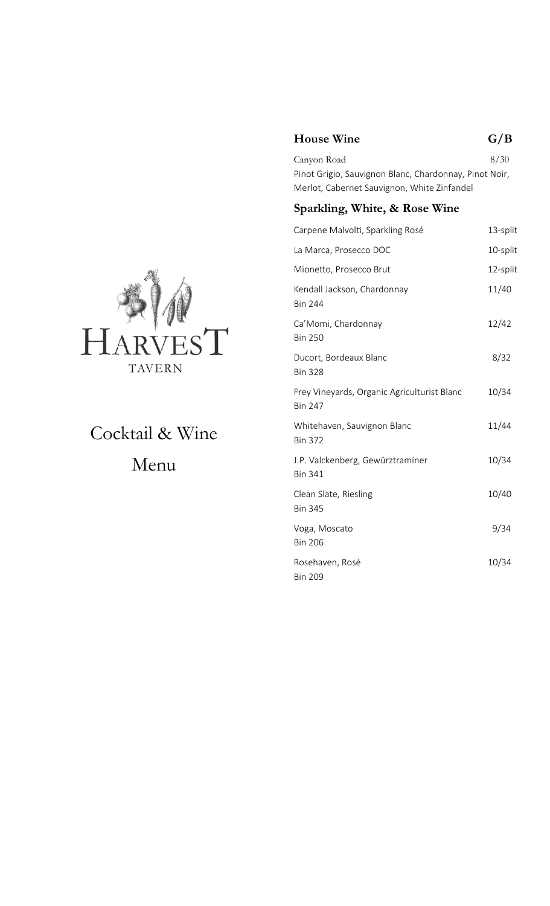# Harvest Tavern

## Cocktail & Wine Menu

### House Wine — G/B

Canyon Road — 8/30
Pinot Grigio, Sauvignon Blanc, Chardonnay, Pinot Noir, Merlot, Cabernet Sauvignon, White Zinfandel

### Sparkling, White, & Rose Wine

| Wine | Price |
|---|---|
| Carpene Malvolti, Sparkling Rosé | 13-split |
| La Marca, Prosecco DOC | 10-split |
| Mionetto, Prosecco Brut | 12-split |
| Kendall Jackson, Chardonnay<br>Bin 244 | 11/40 |
| Ca'Momi, Chardonnay<br>Bin 250 | 12/42 |
| Ducort, Bordeaux Blanc<br>Bin 328 | 8/32 |
| Frey Vineyards, Organic Agriculturist Blanc<br>Bin 247 | 10/34 |
| Whitehaven, Sauvignon Blanc<br>Bin 372 | 11/44 |
| J.P. Valckenberg, Gewürztraminer<br>Bin 341 | 10/34 |
| Clean Slate, Riesling<br>Bin 345 | 10/40 |
| Voga, Moscato<br>Bin 206 | 9/34 |
| Rosehaven, Rosé<br>Bin 209 | 10/34 |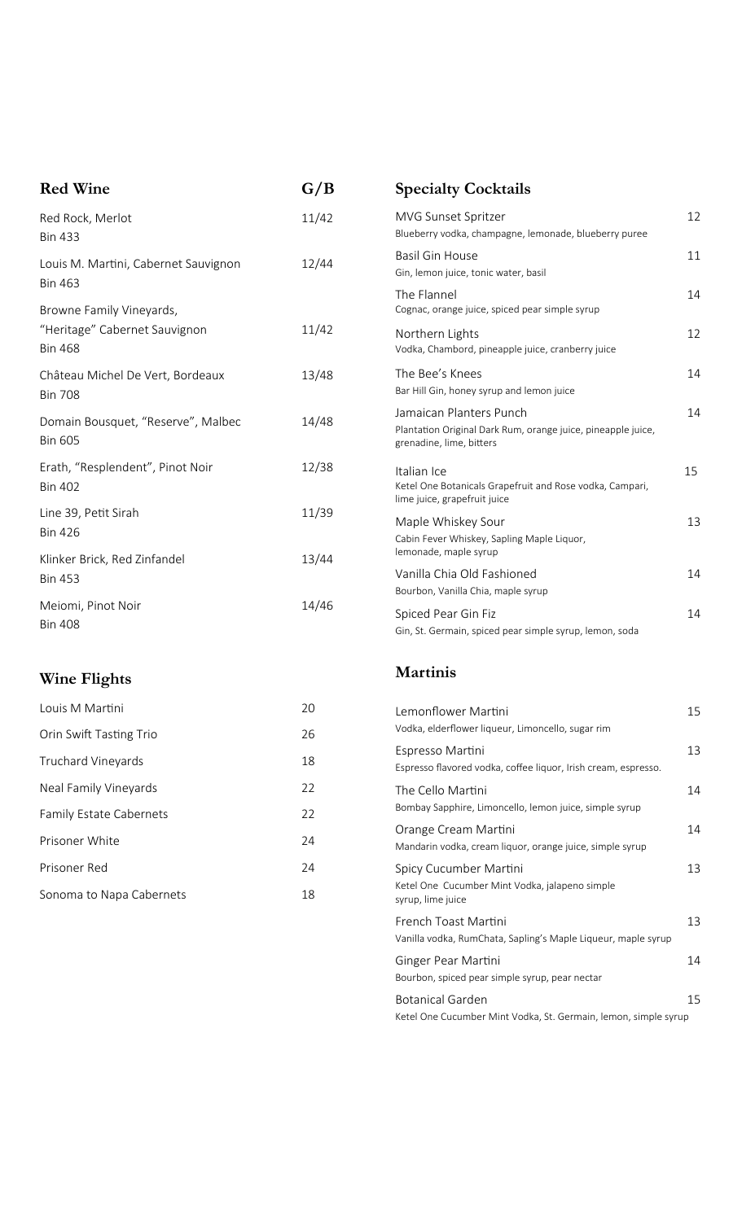## Red Wine

| Red Wine | G/B |
|---|---|
| Red Rock, Merlot<br>Bin 433 | 11/42 |
| Louis M. Martini, Cabernet Sauvignon<br>Bin 463 | 12/44 |
| Browne Family Vineyards,<br>"Heritage" Cabernet Sauvignon<br>Bin 468 | 11/42 |
| Château Michel De Vert, Bordeaux<br>Bin 708 | 13/48 |
| Domain Bousquet, "Reserve", Malbec<br>Bin 605 | 14/48 |
| Erath, "Resplendent", Pinot Noir<br>Bin 402 | 12/38 |
| Line 39, Petit Sirah<br>Bin 426 | 11/39 |
| Klinker Brick, Red Zinfandel<br>Bin 453 | 13/44 |
| Meiomi, Pinot Noir<br>Bin 408 | 14/46 |

## Wine Flights

| Wine Flight | Price |
|---|---|
| Louis M Martini | 20 |
| Orin Swift Tasting Trio | 26 |
| Truchard Vineyards | 18 |
| Neal Family Vineyards | 22 |
| Family Estate Cabernets | 22 |
| Prisoner White | 24 |
| Prisoner Red | 24 |
| Sonoma to Napa Cabernets | 18 |

## Specialty Cocktails

| Cocktail | Price |
|---|---|
| MVG Sunset Spritzer<br>Blueberry vodka, champagne, lemonade, blueberry puree | 12 |
| Basil Gin House<br>Gin, lemon juice, tonic water, basil | 11 |
| The Flannel<br>Cognac, orange juice, spiced pear simple syrup | 14 |
| Northern Lights<br>Vodka, Chambord, pineapple juice, cranberry juice | 12 |
| The Bee's Knees<br>Bar Hill Gin, honey syrup and lemon juice | 14 |
| Jamaican Planters Punch<br>Plantation Original Dark Rum, orange juice, pineapple juice, grenadine, lime, bitters | 14 |
| Italian Ice<br>Ketel One Botanicals Grapefruit and Rose vodka, Campari, lime juice, grapefruit juice | 15 |
| Maple Whiskey Sour<br>Cabin Fever Whiskey, Sapling Maple Liquor, lemonade, maple syrup | 13 |
| Vanilla Chia Old Fashioned<br>Bourbon, Vanilla Chia, maple syrup | 14 |
| Spiced Pear Gin Fiz<br>Gin, St. Germain, spiced pear simple syrup, lemon, soda | 14 |

## Martinis

| Martini | Price |
|---|---|
| Lemonflower Martini<br>Vodka, elderflower liqueur, Limoncello, sugar rim | 15 |
| Espresso Martini<br>Espresso flavored vodka, coffee liquor, Irish cream, espresso. | 13 |
| The Cello Martini<br>Bombay Sapphire, Limoncello, lemon juice, simple syrup | 14 |
| Orange Cream Martini<br>Mandarin vodka, cream liquor, orange juice, simple syrup | 14 |
| Spicy Cucumber Martini<br>Ketel One Cucumber Mint Vodka, jalapeno simple syrup, lime juice | 13 |
| French Toast Martini<br>Vanilla vodka, RumChata, Sapling's Maple Liqueur, maple syrup | 13 |
| Ginger Pear Martini<br>Bourbon, spiced pear simple syrup, pear nectar | 14 |
| Botanical Garden<br>Ketel One Cucumber Mint Vodka, St. Germain, lemon, simple syrup | 15 |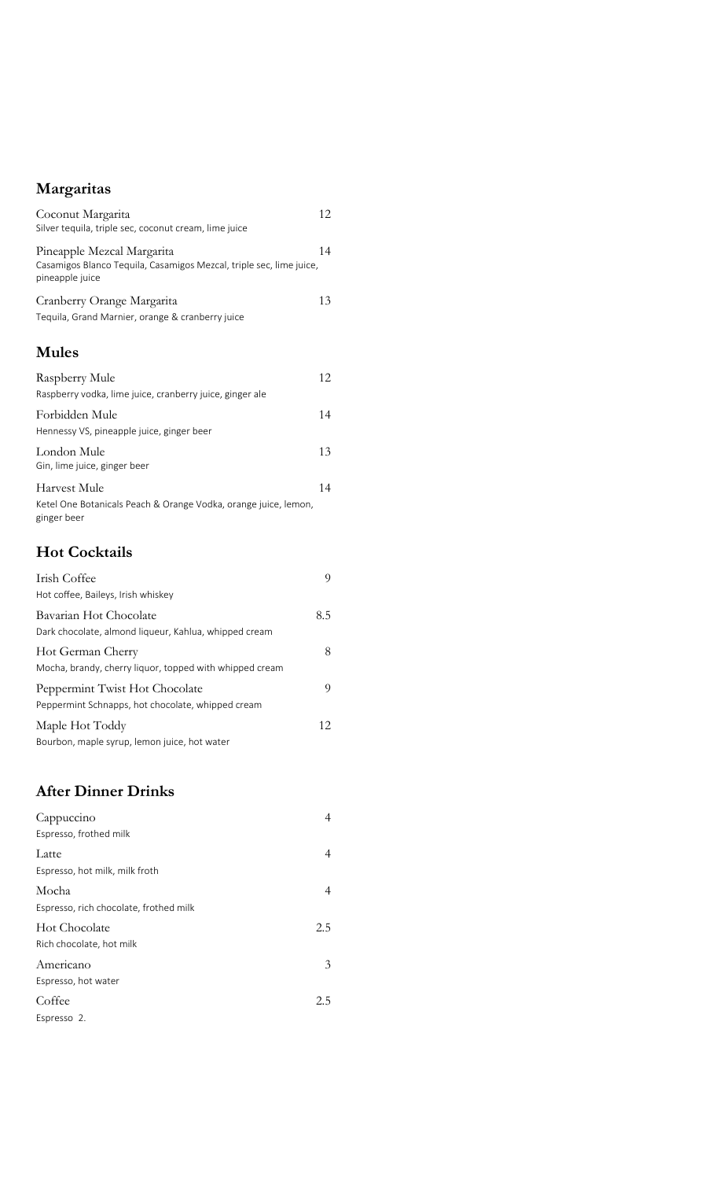## Margaritas

Coconut Margarita — 12
Silver tequila, triple sec, coconut cream, lime juice

Pineapple Mezcal Margarita — 14
Casamigos Blanco Tequila, Casamigos Mezcal, triple sec, lime juice, pineapple juice

Cranberry Orange Margarita — 13
Tequila, Grand Marnier, orange & cranberry juice

## Mules

Raspberry Mule — 12
Raspberry vodka, lime juice, cranberry juice, ginger ale

Forbidden Mule — 14
Hennessy VS, pineapple juice, ginger beer

London Mule — 13
Gin, lime juice, ginger beer

Harvest Mule — 14
Ketel One Botanicals Peach & Orange Vodka, orange juice, lemon, ginger beer

## Hot Cocktails

Irish Coffee — 9
Hot coffee, Baileys, Irish whiskey

Bavarian Hot Chocolate — 8.5
Dark chocolate, almond liqueur, Kahlua, whipped cream

Hot German Cherry — 8
Mocha, brandy, cherry liquor, topped with whipped cream

Peppermint Twist Hot Chocolate — 9
Peppermint Schnapps, hot chocolate, whipped cream

Maple Hot Toddy — 12
Bourbon, maple syrup, lemon juice, hot water

## After Dinner Drinks

Cappuccino — 4
Espresso, frothed milk

Latte — 4
Espresso, hot milk, milk froth

Mocha — 4
Espresso, rich chocolate, frothed milk

Hot Chocolate — 2.5
Rich chocolate, hot milk

Americano — 3
Espresso, hot water

Coffee — 2.5
Espresso 2.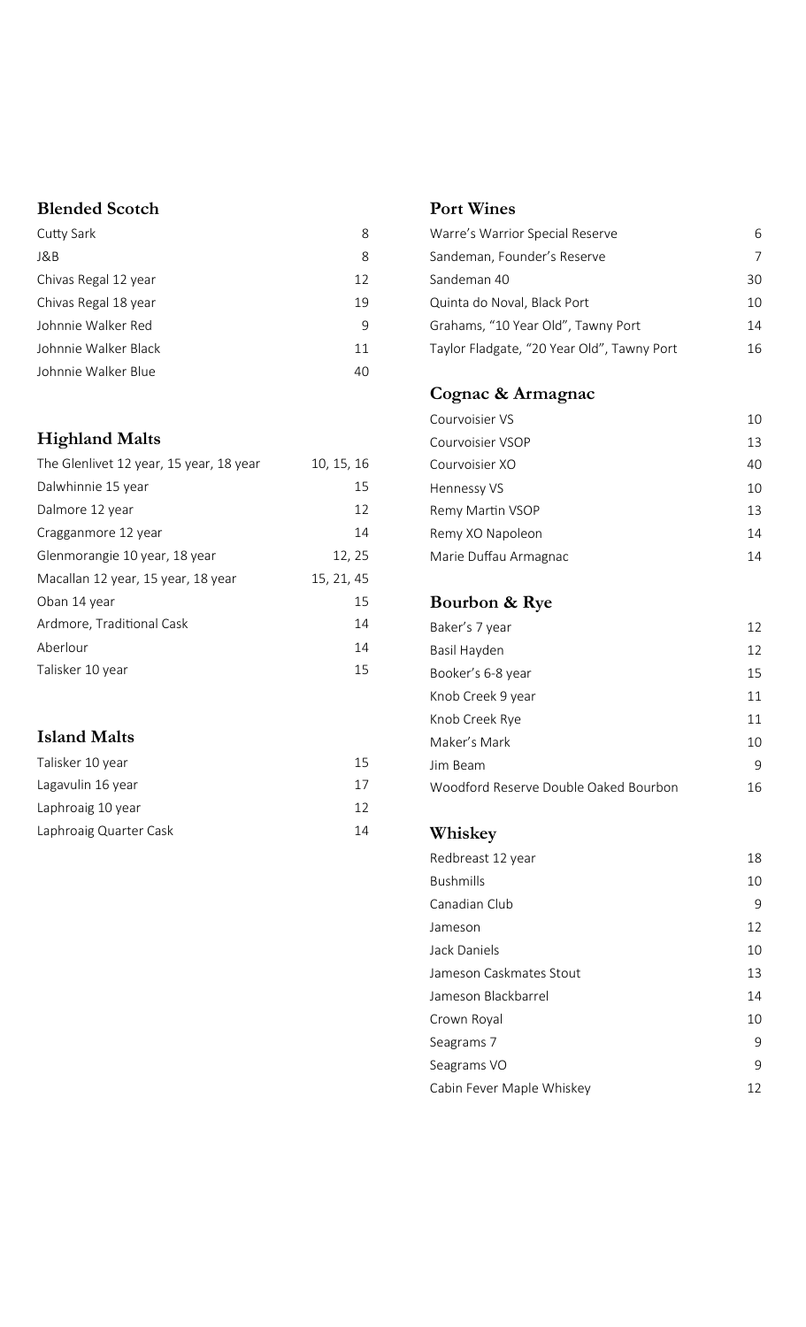## Blended Scotch

| | |
|---|---|
| Cutty Sark | 8 |
| J&B | 8 |
| Chivas Regal 12 year | 12 |
| Chivas Regal 18 year | 19 |
| Johnnie Walker Red | 9 |
| Johnnie Walker Black | 11 |
| Johnnie Walker Blue | 40 |

## Highland Malts

| | |
|---|---|
| The Glenlivet 12 year, 15 year, 18 year | 10, 15, 16 |
| Dalwhinnie 15 year | 15 |
| Dalmore 12 year | 12 |
| Cragganmore 12 year | 14 |
| Glenmorangie 10 year, 18 year | 12, 25 |
| Macallan 12 year, 15 year, 18 year | 15, 21, 45 |
| Oban 14 year | 15 |
| Ardmore, Traditional Cask | 14 |
| Aberlour | 14 |
| Talisker 10 year | 15 |

## Island Malts

| | |
|---|---|
| Talisker 10 year | 15 |
| Lagavulin 16 year | 17 |
| Laphroaig 10 year | 12 |
| Laphroaig Quarter Cask | 14 |

## Port Wines

| | |
|---|---|
| Warre's Warrior Special Reserve | 6 |
| Sandeman, Founder's Reserve | 7 |
| Sandeman 40 | 30 |
| Quinta do Noval, Black Port | 10 |
| Grahams, "10 Year Old", Tawny Port | 14 |
| Taylor Fladgate, "20 Year Old", Tawny Port | 16 |

## Cognac & Armagnac

| | |
|---|---|
| Courvoisier VS | 10 |
| Courvoisier VSOP | 13 |
| Courvoisier XO | 40 |
| Hennessy VS | 10 |
| Remy Martin VSOP | 13 |
| Remy XO Napoleon | 14 |
| Marie Duffau Armagnac | 14 |

## Bourbon & Rye

| | |
|---|---|
| Baker's 7 year | 12 |
| Basil Hayden | 12 |
| Booker's 6-8 year | 15 |
| Knob Creek 9 year | 11 |
| Knob Creek Rye | 11 |
| Maker's Mark | 10 |
| Jim Beam | 9 |
| Woodford Reserve Double Oaked Bourbon | 16 |

## Whiskey

| | |
|---|---|
| Redbreast 12 year | 18 |
| Bushmills | 10 |
| Canadian Club | 9 |
| Jameson | 12 |
| Jack Daniels | 10 |
| Jameson Caskmates Stout | 13 |
| Jameson Blackbarrel | 14 |
| Crown Royal | 10 |
| Seagrams 7 | 9 |
| Seagrams VO | 9 |
| Cabin Fever Maple Whiskey | 12 |